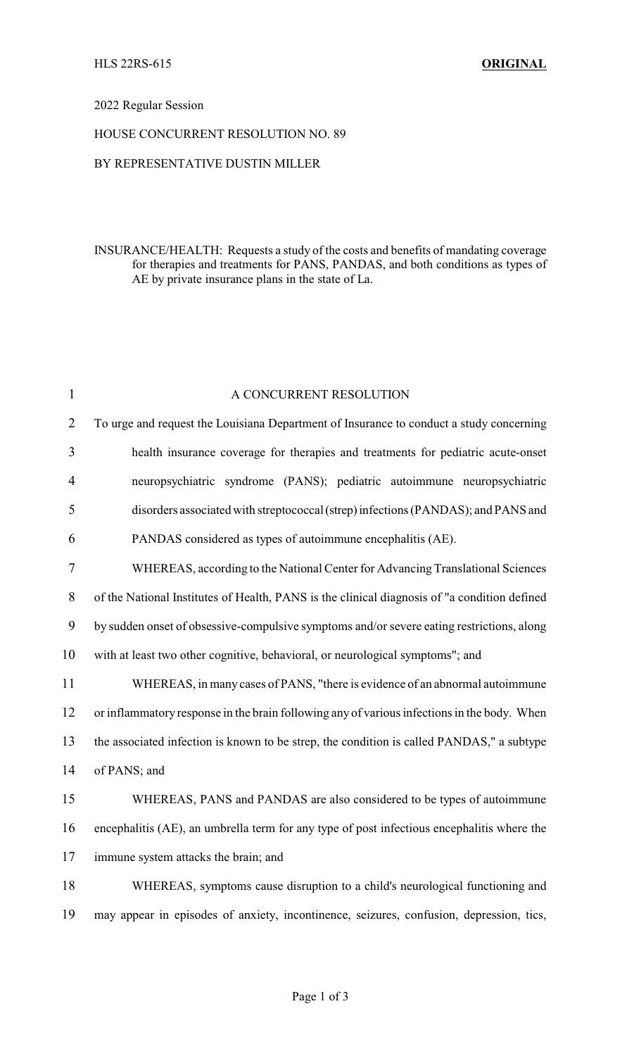HLS 22RS-615 **ORIGINAL**

2022 Regular Session

HOUSE CONCURRENT RESOLUTION NO. 89

BY REPRESENTATIVE DUSTIN MILLER

INSURANCE/HEALTH: Requests a study of the costs and benefits of mandating coverage for therapies and treatments for PANS, PANDAS, and both conditions as types of AE by private insurance plans in the state of La.

A CONCURRENT RESOLUTION

To urge and request the Louisiana Department of Insurance to conduct a study concerning health insurance coverage for therapies and treatments for pediatric acute-onset neuropsychiatric syndrome (PANS); pediatric autoimmune neuropsychiatric disorders associated with streptococcal (strep) infections (PANDAS); and PANS and PANDAS considered as types of autoimmune encephalitis (AE).

WHEREAS, according to the National Center for Advancing Translational Sciences of the National Institutes of Health, PANS is the clinical diagnosis of "a condition defined by sudden onset of obsessive-compulsive symptoms and/or severe eating restrictions, along with at least two other cognitive, behavioral, or neurological symptoms"; and

WHEREAS, in many cases of PANS, "there is evidence of an abnormal autoimmune or inflammatory response in the brain following any of various infections in the body. When the associated infection is known to be strep, the condition is called PANDAS," a subtype of PANS; and

WHEREAS, PANS and PANDAS are also considered to be types of autoimmune encephalitis (AE), an umbrella term for any type of post infectious encephalitis where the immune system attacks the brain; and

WHEREAS, symptoms cause disruption to a child's neurological functioning and may appear in episodes of anxiety, incontinence, seizures, confusion, depression, tics,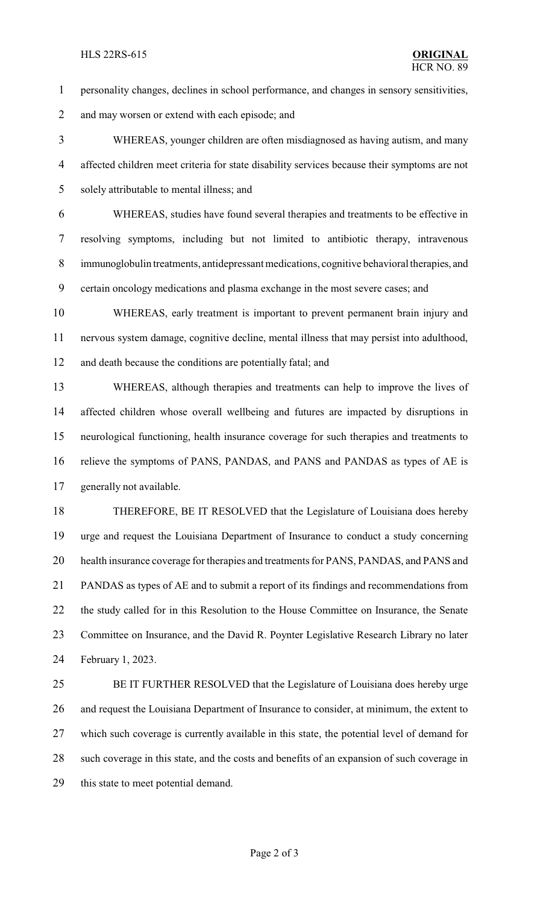personality changes, declines in school performance, and changes in sensory sensitivities, and may worsen or extend with each episode; and

WHEREAS, younger children are often misdiagnosed as having autism, and many affected children meet criteria for state disability services because their symptoms are not solely attributable to mental illness; and

WHEREAS, studies have found several therapies and treatments to be effective in resolving symptoms, including but not limited to antibiotic therapy, intravenous immunoglobulin treatments, antidepressant medications, cognitive behavioral therapies, and certain oncology medications and plasma exchange in the most severe cases; and

WHEREAS, early treatment is important to prevent permanent brain injury and nervous system damage, cognitive decline, mental illness that may persist into adulthood, and death because the conditions are potentially fatal; and

WHEREAS, although therapies and treatments can help to improve the lives of affected children whose overall wellbeing and futures are impacted by disruptions in neurological functioning, health insurance coverage for such therapies and treatments to relieve the symptoms of PANS, PANDAS, and PANS and PANDAS as types of AE is generally not available.

THEREFORE, BE IT RESOLVED that the Legislature of Louisiana does hereby urge and request the Louisiana Department of Insurance to conduct a study concerning health insurance coverage for therapies and treatments for PANS, PANDAS, and PANS and PANDAS as types of AE and to submit a report of its findings and recommendations from the study called for in this Resolution to the House Committee on Insurance, the Senate Committee on Insurance, and the David R. Poynter Legislative Research Library no later February 1, 2023.

BE IT FURTHER RESOLVED that the Legislature of Louisiana does hereby urge and request the Louisiana Department of Insurance to consider, at minimum, the extent to which such coverage is currently available in this state, the potential level of demand for such coverage in this state, and the costs and benefits of an expansion of such coverage in this state to meet potential demand.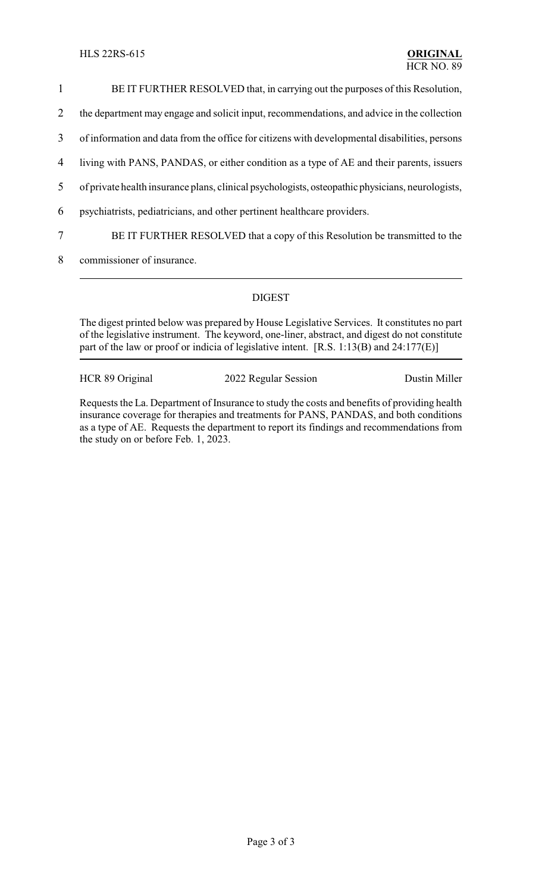BE IT FURTHER RESOLVED that, in carrying out the purposes of this Resolution, the department may engage and solicit input, recommendations, and advice in the collection of information and data from the office for citizens with developmental disabilities, persons living with PANS, PANDAS, or either condition as a type of AE and their parents, issuers of private health insurance plans, clinical psychologists, osteopathic physicians, neurologists, psychiatrists, pediatricians, and other pertinent healthcare providers.

BE IT FURTHER RESOLVED that a copy of this Resolution be transmitted to the commissioner of insurance.

---

## DIGEST

The digest printed below was prepared by House Legislative Services. It constitutes no part of the legislative instrument. The keyword, one-liner, abstract, and digest do not constitute part of the law or proof or indicia of legislative intent. [R.S. 1:13(B) and 24:177(E)]

---

HCR 89 Original    2022 Regular Session    Dustin Miller

Requests the La. Department of Insurance to study the costs and benefits of providing health insurance coverage for therapies and treatments for PANS, PANDAS, and both conditions as a type of AE. Requests the department to report its findings and recommendations from the study on or before Feb. 1, 2023.